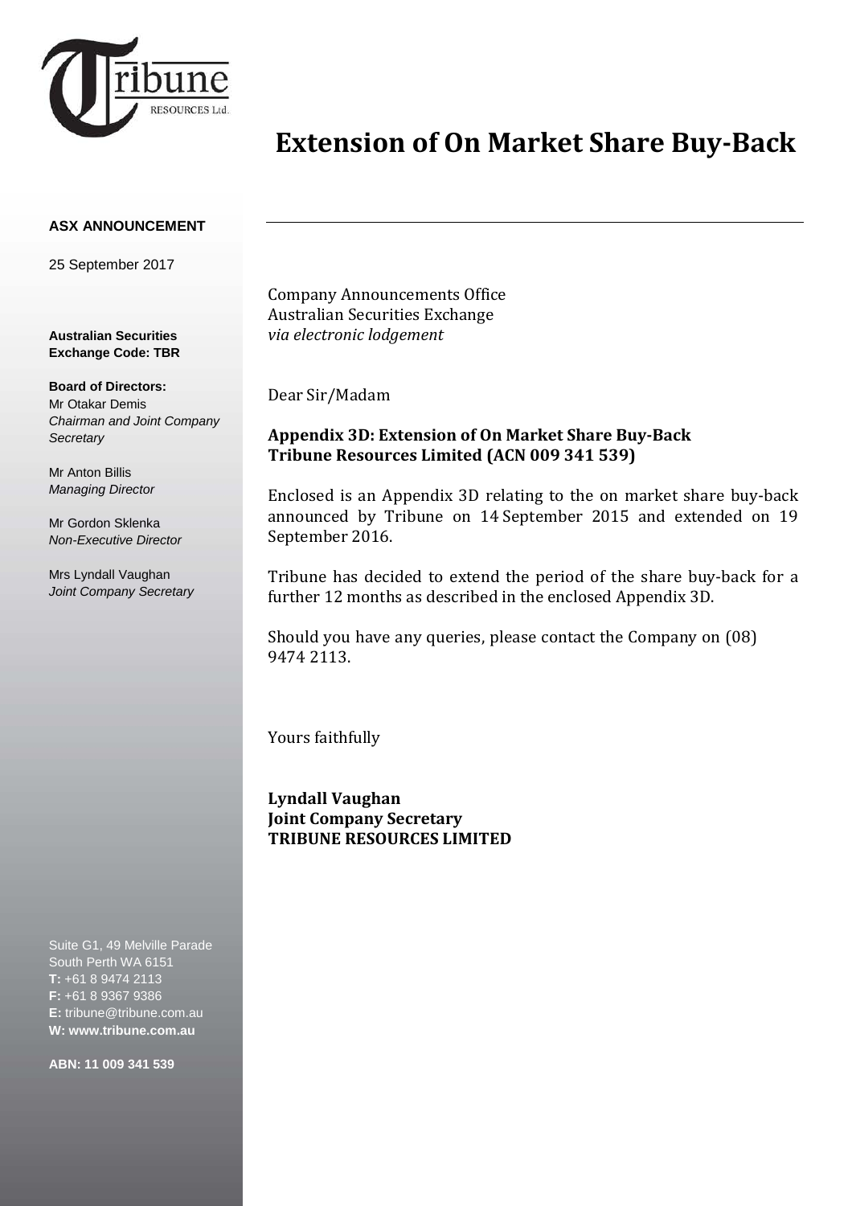# Extension of On Market Share Buy-Back

**ASX ANNOUNCEMENT**

25 September 2017

**Australian Securities Exchange Code: TBR**

**Board of Directors:**
Mr Otakar Demis
*Chairman and Joint Company Secretary*

Mr Anton Billis
*Managing Director*

Mr Gordon Sklenka
*Non-Executive Director*

Mrs Lyndall Vaughan
*Joint Company Secretary*

Suite G1, 49 Melville Parade
South Perth WA 6151
**T:** +61 8 9474 2113
**F:** +61 8 9367 9386
**E:** tribune@tribune.com.au
**W: www.tribune.com.au**

**ABN: 11 009 341 539**

Company Announcements Office
Australian Securities Exchange
*via electronic lodgement*

Dear Sir/Madam

**Appendix 3D: Extension of On Market Share Buy-Back**
**Tribune Resources Limited (ACN 009 341 539)**

Enclosed is an Appendix 3D relating to the on market share buy-back announced by Tribune on 14 September 2015 and extended on 19 September 2016.

Tribune has decided to extend the period of the share buy-back for a further 12 months as described in the enclosed Appendix 3D.

Should you have any queries, please contact the Company on (08) 9474 2113.

Yours faithfully

**Lyndall Vaughan**
**Joint Company Secretary**
**TRIBUNE RESOURCES LIMITED**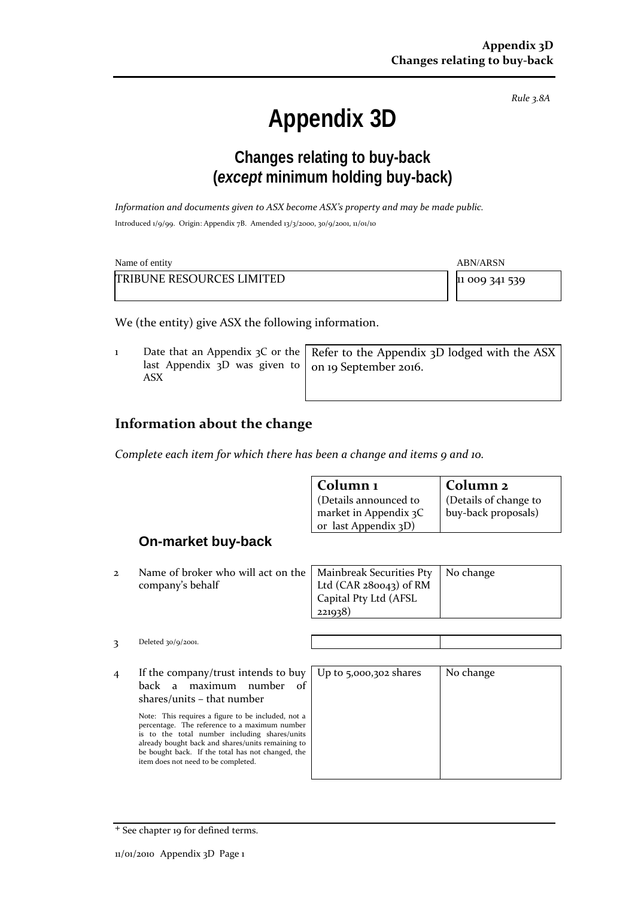Appendix 3D
Changes relating to buy-back

*Rule 3.8A*

# Appendix 3D

## Changes relating to buy-back (*except* minimum holding buy-back)

*Information and documents given to ASX become ASX's property and may be made public.*

Introduced 1/9/99. Origin: Appendix 7B. Amended 13/3/2000, 30/9/2001, 11/01/10

| Name of entity | ABN/ARSN |
|---|---|
| TRIBUNE RESOURCES LIMITED | 11 009 341 539 |

We (the entity) give ASX the following information.

| | | |
|---|---|---|
| 1 | Date that an Appendix 3C or the last Appendix 3D was given to ASX | Refer to the Appendix 3D lodged with the ASX on 19 September 2016. |

### Information about the change

*Complete each item for which there has been a change and items 9 and 10.*

| | | **Column 1** (Details announced to market in Appendix 3C or last Appendix 3D) | **Column 2** (Details of change to buy-back proposals) |
|---|---|---|---|
| | **On-market buy-back** | | |
| 2 | Name of broker who will act on the company's behalf | Mainbreak Securities Pty Ltd (CAR 280043) of RM Capital Pty Ltd (AFSL 221938) | No change |
| 3 | Deleted 30/9/2001. | | |
| 4 | If the company/trust intends to buy back a maximum number of shares/units – that number<br><br>Note: This requires a figure to be included, not a percentage. The reference to a maximum number is to the total number including shares/units already bought back and shares/units remaining to be bought back. If the total has not changed, the item does not need to be completed. | Up to 5,000,302 shares | No change |

+ See chapter 19 for defined terms.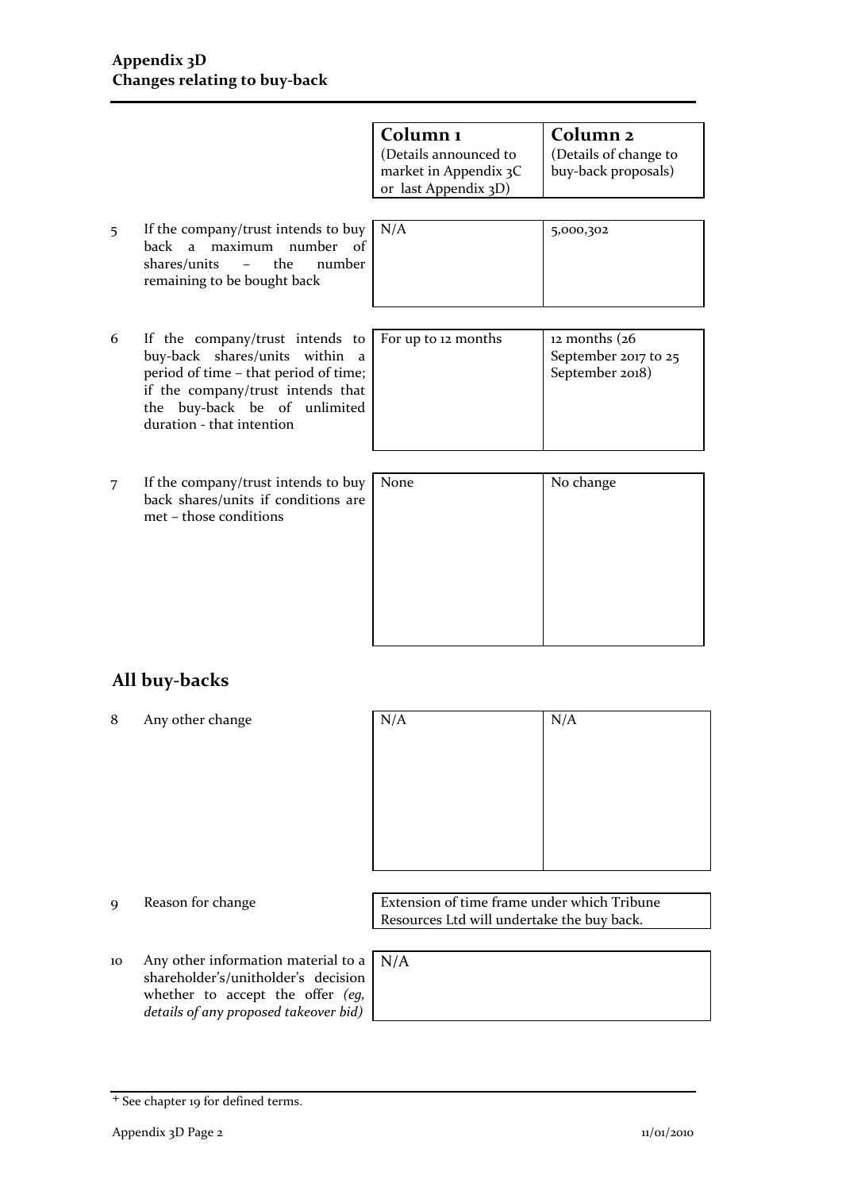## Appendix 3D
## Changes relating to buy-back

| | | Column 1 (Details announced to market in Appendix 3C or last Appendix 3D) | Column 2 (Details of change to buy-back proposals) |
|---|---|---|---|
| 5 | If the company/trust intends to buy back a maximum number of shares/units – the number remaining to be bought back | N/A | 5,000,302 |
| 6 | If the company/trust intends to buy-back shares/units within a period of time – that period of time; if the company/trust intends that the buy-back be of unlimited duration - that intention | For up to 12 months | 12 months (26 September 2017 to 25 September 2018) |
| 7 | If the company/trust intends to buy back shares/units if conditions are met – those conditions | None | No change |

## All buy-backs

| | | | |
|---|---|---|---|
| 8 | Any other change | N/A | N/A |

| | | |
|---|---|---|
| 9 | Reason for change | Extension of time frame under which Tribune Resources Ltd will undertake the buy back. |
| 10 | Any other information material to a shareholder's/unitholder's decision whether to accept the offer *(eg, details of any proposed takeover bid)* | N/A |

+ See chapter 19 for defined terms.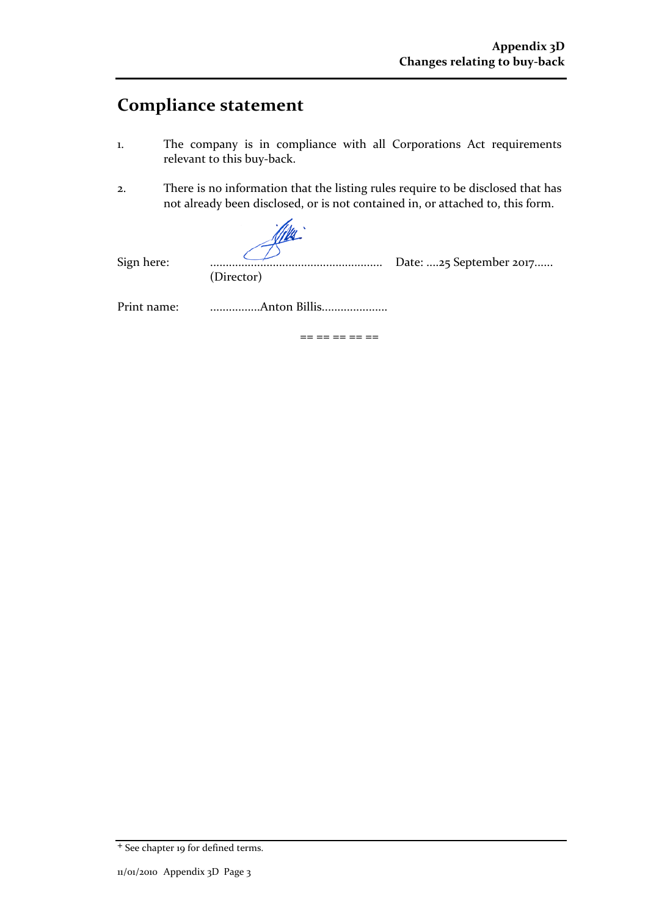## Compliance statement

1. The company is in compliance with all Corporations Act requirements relevant to this buy-back.

2. There is no information that the listing rules require to be disclosed that has not already been disclosed, or is not contained in, or attached to, this form.

Sign here: ....................................................... Date: ....25 September 2017......
(Director)

Print name: ................Anton Billis.....................

== == == == ==

+ See chapter 19 for defined terms.